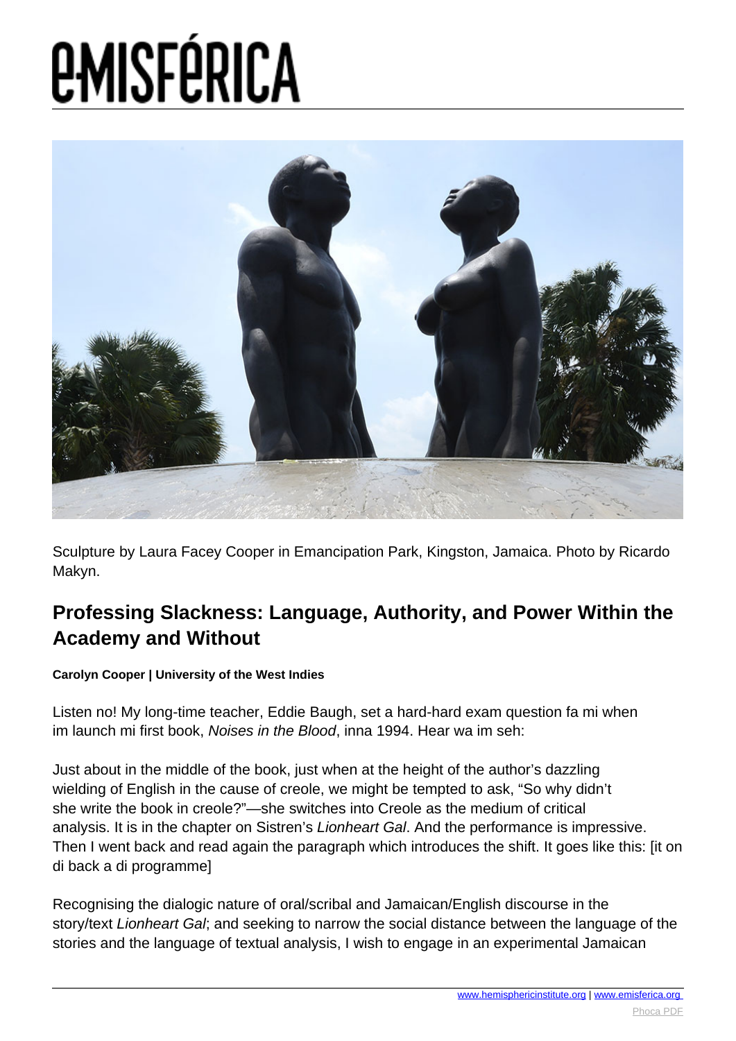Sculpture by Laura Facey Cooper in Emancipation Park, Kingston, Jamaica. Photo by Ricardo Makyn.

## Professing Slackness: Language, Authority, and Power Within the Academy and Without

**Carolyn Cooper | University of the West Indies**

Listen no! My long-time teacher, Eddie Baugh, set a hard-hard exam question fa mi when im launch mi first book, *Noises in the Blood*, inna 1994. Hear wa im seh:

Just about in the middle of the book, just when at the height of the author's dazzling wielding of English in the cause of creole, we might be tempted to ask, "So why didn't she write the book in creole?"—she switches into Creole as the medium of critical analysis. It is in the chapter on Sistren's *Lionheart Gal*. And the performance is impressive. Then I went back and read again the paragraph which introduces the shift. It goes like this: [it on di back a di programme]

Recognising the dialogic nature of oral/scribal and Jamaican/English discourse in the story/text *Lionheart Gal*; and seeking to narrow the social distance between the language of the stories and the language of textual analysis, I wish to engage in an experimental Jamaican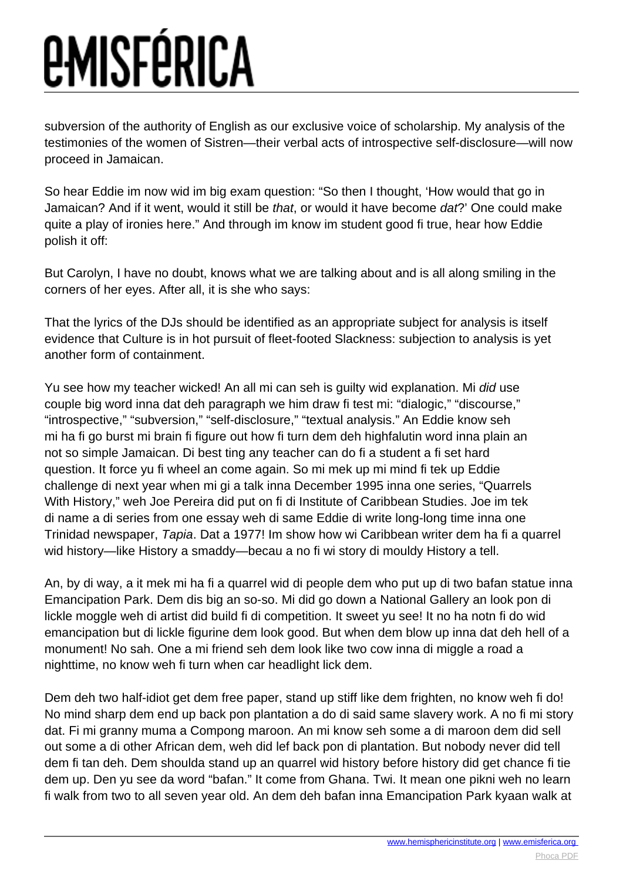subversion of the authority of English as our exclusive voice of scholarship. My analysis of the testimonies of the women of Sistren—their verbal acts of introspective self-disclosure—will now proceed in Jamaican.

So hear Eddie im now wid im big exam question: "So then I thought, 'How would that go in Jamaican? And if it went, would it still be *that*, or would it have become *dat*?' One could make quite a play of ironies here." And through im know im student good fi true, hear how Eddie polish it off:

But Carolyn, I have no doubt, knows what we are talking about and is all along smiling in the corners of her eyes. After all, it is she who says:

That the lyrics of the DJs should be identified as an appropriate subject for analysis is itself evidence that Culture is in hot pursuit of fleet-footed Slackness: subjection to analysis is yet another form of containment.

Yu see how my teacher wicked! An all mi can seh is guilty wid explanation. Mi *did* use couple big word inna dat deh paragraph we him draw fi test mi: "dialogic," "discourse," "introspective," "subversion," "self-disclosure," "textual analysis." An Eddie know seh mi ha fi go burst mi brain fi figure out how fi turn dem deh highfalutin word inna plain an not so simple Jamaican. Di best ting any teacher can do fi a student a fi set hard question. It force yu fi wheel an come again. So mi mek up mi mind fi tek up Eddie challenge di next year when mi gi a talk inna December 1995 inna one series, "Quarrels With History," weh Joe Pereira did put on fi di Institute of Caribbean Studies. Joe im tek di name a di series from one essay weh di same Eddie di write long-long time inna one Trinidad newspaper, *Tapia*. Dat a 1977! Im show how wi Caribbean writer dem ha fi a quarrel wid history—like History a smaddy—becau a no fi wi story di mouldy History a tell.

An, by di way, a it mek mi ha fi a quarrel wid di people dem who put up di two bafan statue inna Emancipation Park. Dem dis big an so-so. Mi did go down a National Gallery an look pon di lickle moggle weh di artist did build fi di competition. It sweet yu see! It no ha notn fi do wid emancipation but di lickle figurine dem look good. But when dem blow up inna dat deh hell of a monument! No sah. One a mi friend seh dem look like two cow inna di miggle a road a nighttime, no know weh fi turn when car headlight lick dem.

Dem deh two half-idiot get dem free paper, stand up stiff like dem frighten, no know weh fi do! No mind sharp dem end up back pon plantation a do di said same slavery work. A no fi mi story dat. Fi mi granny muma a Compong maroon. An mi know seh some a di maroon dem did sell out some a di other African dem, weh did lef back pon di plantation. But nobody never did tell dem fi tan deh. Dem shoulda stand up an quarrel wid history before history did get chance fi tie dem up. Den yu see da word "bafan." It come from Ghana. Twi. It mean one pikni weh no learn fi walk from two to all seven year old. An dem deh bafan inna Emancipation Park kyaan walk at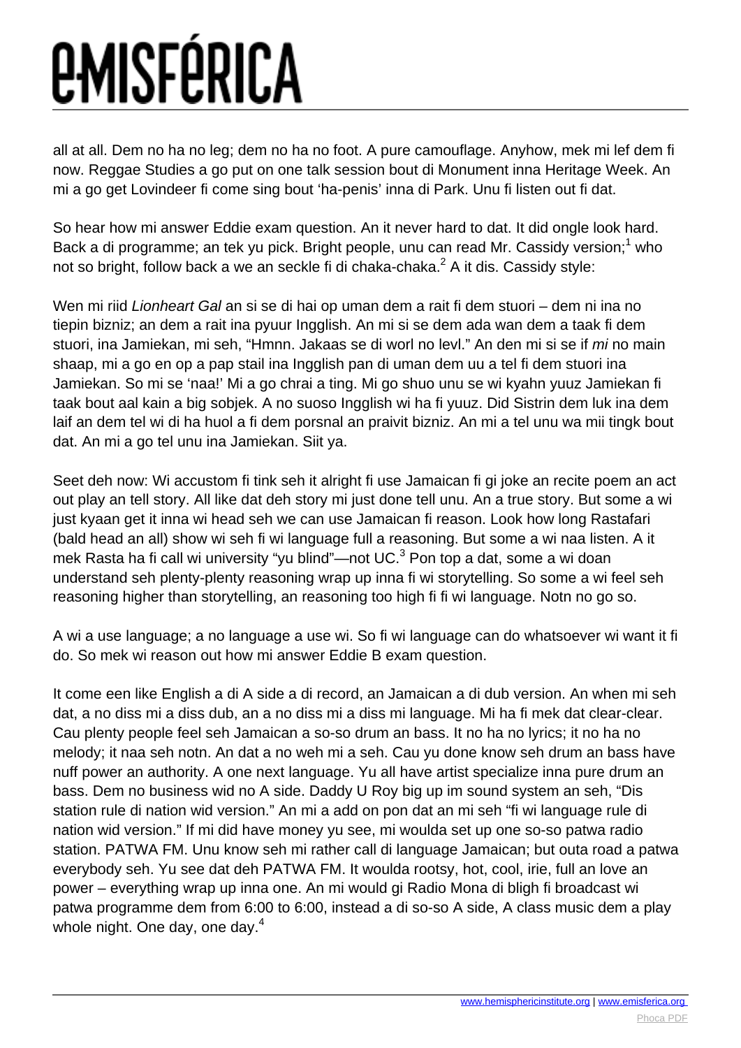all at all. Dem no ha no leg; dem no ha no foot. A pure camouflage. Anyhow, mek mi lef dem fi now. Reggae Studies a go put on one talk session bout di Monument inna Heritage Week. An mi a go get Lovindeer fi come sing bout 'ha-penis' inna di Park. Unu fi listen out fi dat.

So hear how mi answer Eddie exam question. An it never hard to dat. It did ongle look hard. Back a di programme; an tek yu pick. Bright people, unu can read Mr. Cassidy version;[1] who not so bright, follow back a we an seckle fi di chaka-chaka.[2] A it dis. Cassidy style:

Wen mi riid *Lionheart Gal* an si se di hai op uman dem a rait fi dem stuori – dem ni ina no tiepin bizniz; an dem a rait ina pyuur Ingglish. An mi si se dem ada wan dem a taak fi dem stuori, ina Jamiekan, mi seh, "Hmnn. Jakaas se di worl no levl." An den mi si se if *mi* no main shaap, mi a go en op a pap stail ina Ingglish pan di uman dem uu a tel fi dem stuori ina Jamiekan. So mi se 'naa!' Mi a go chrai a ting. Mi go shuo unu se wi kyahn yuuz Jamiekan fi taak bout aal kain a big sobjek. A no suoso Ingglish wi ha fi yuuz. Did Sistrin dem luk ina dem laif an dem tel wi di ha huol a fi dem porsnal an praivit bizniz. An mi a tel unu wa mii tingk bout dat. An mi a go tel unu ina Jamiekan. Siit ya.

Seet deh now: Wi accustom fi tink seh it alright fi use Jamaican fi gi joke an recite poem an act out play an tell story. All like dat deh story mi just done tell unu. An a true story. But some a wi just kyaan get it inna wi head seh we can use Jamaican fi reason. Look how long Rastafari (bald head an all) show wi seh fi wi language full a reasoning. But some a wi naa listen. A it mek Rasta ha fi call wi university "yu blind"—not UC.[3] Pon top a dat, some a wi doan understand seh plenty-plenty reasoning wrap up inna fi wi storytelling. So some a wi feel seh reasoning higher than storytelling, an reasoning too high fi fi wi language. Notn no go so.

A wi a use language; a no language a use wi. So fi wi language can do whatsoever wi want it fi do. So mek wi reason out how mi answer Eddie B exam question.

It come een like English a di A side a di record, an Jamaican a di dub version. An when mi seh dat, a no diss mi a diss dub, an a no diss mi a diss mi language. Mi ha fi mek dat clear-clear. Cau plenty people feel seh Jamaican a so-so drum an bass. It no ha no lyrics; it no ha no melody; it naa seh notn. An dat a no weh mi a seh. Cau yu done know seh drum an bass have nuff power an authority. A one next language. Yu all have artist specialize inna pure drum an bass. Dem no business wid no A side. Daddy U Roy big up im sound system an seh, "Dis station rule di nation wid version." An mi a add on pon dat an mi seh "fi wi language rule di nation wid version." If mi did have money yu see, mi woulda set up one so-so patwa radio station. PATWA FM. Unu know seh mi rather call di language Jamaican; but outa road a patwa everybody seh. Yu see dat deh PATWA FM. It woulda rootsy, hot, cool, irie, full an love an power – everything wrap up inna one. An mi would gi Radio Mona di bligh fi broadcast wi patwa programme dem from 6:00 to 6:00, instead a di so-so A side, A class music dem a play whole night. One day, one day.[4]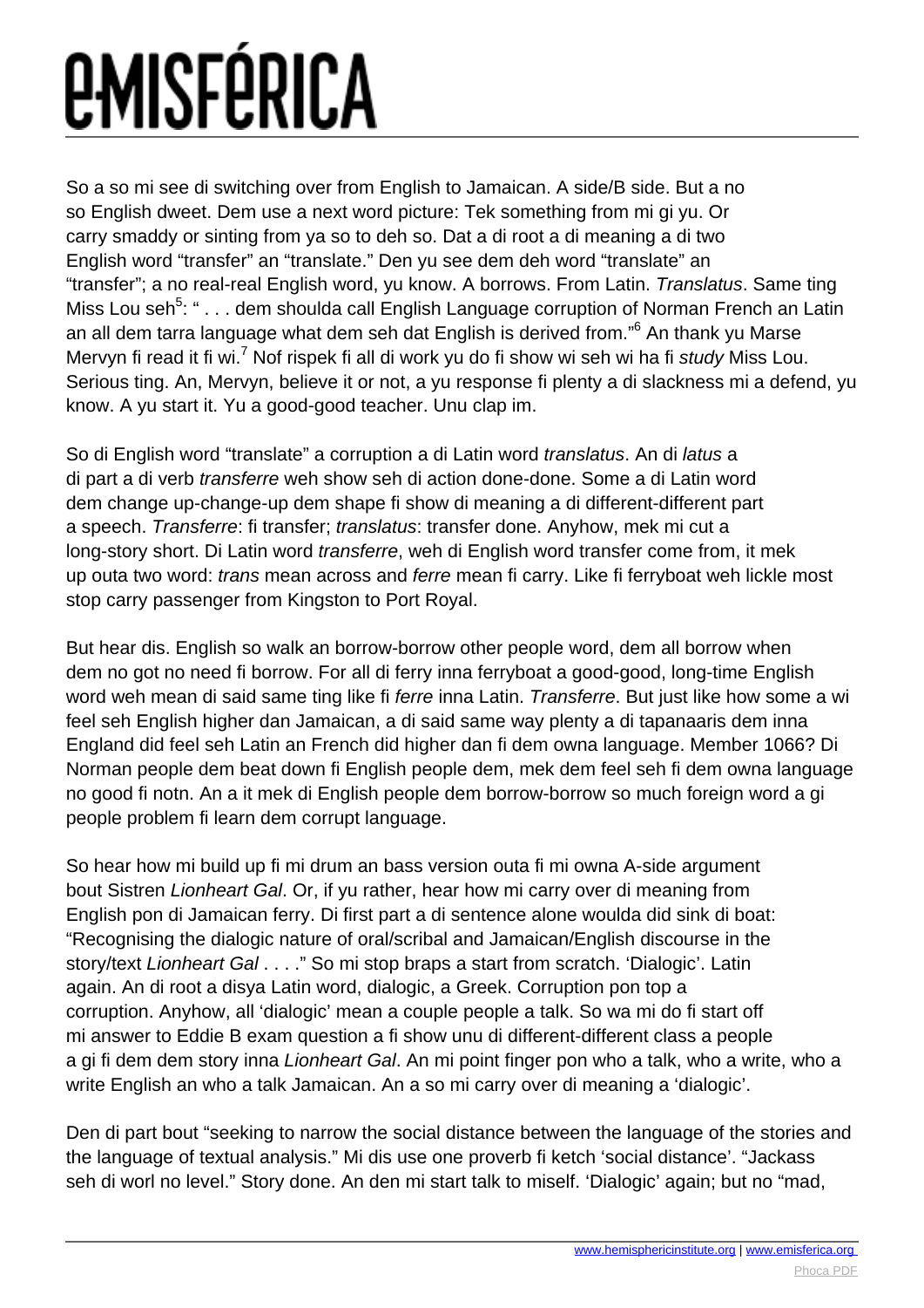So a so mi see di switching over from English to Jamaican. A side/B side. But a no so English dweet. Dem use a next word picture: Tek something from mi gi yu. Or carry smaddy or sinting from ya so to deh so. Dat a di root a di meaning a di two English word "transfer" an "translate." Den yu see dem deh word "translate" an "transfer"; a no real-real English word, yu know. A borrows. From Latin. *Translatus*. Same ting Miss Lou seh[5]: " . . . dem shoulda call English Language corruption of Norman French an Latin an all dem tarra language what dem seh dat English is derived from."[6] An thank yu Marse Mervyn fi read it fi wi.[7] Nof rispek fi all di work yu do fi show wi seh wi ha fi *study* Miss Lou. Serious ting. An, Mervyn, believe it or not, a yu response fi plenty a di slackness mi a defend, yu know. A yu start it. Yu a good-good teacher. Unu clap im.

So di English word "translate" a corruption a di Latin word *translatus*. An di *latus* a di part a di verb *transferre* weh show seh di action done-done. Some a di Latin word dem change up-change-up dem shape fi show di meaning a di different-different part a speech. *Transferre*: fi transfer; *translatus*: transfer done. Anyhow, mek mi cut a long-story short. Di Latin word *transferre*, weh di English word transfer come from, it mek up outa two word: *trans* mean across and *ferre* mean fi carry. Like fi ferryboat weh lickle most stop carry passenger from Kingston to Port Royal.

But hear dis. English so walk an borrow-borrow other people word, dem all borrow when dem no got no need fi borrow. For all di ferry inna ferryboat a good-good, long-time English word weh mean di said same ting like fi *ferre* inna Latin. *Transferre*. But just like how some a wi feel seh English higher dan Jamaican, a di said same way plenty a di tapanaaris dem inna England did feel seh Latin an French did higher dan fi dem owna language. Member 1066? Di Norman people dem beat down fi English people dem, mek dem feel seh fi dem owna language no good fi notn. An a it mek di English people dem borrow-borrow so much foreign word a gi people problem fi learn dem corrupt language.

So hear how mi build up fi mi drum an bass version outa fi mi owna A-side argument bout Sistren *Lionheart Gal*. Or, if yu rather, hear how mi carry over di meaning from English pon di Jamaican ferry. Di first part a di sentence alone woulda did sink di boat: "Recognising the dialogic nature of oral/scribal and Jamaican/English discourse in the story/text *Lionheart Gal* . . . ." So mi stop braps a start from scratch. 'Dialogic'. Latin again. An di root a disya Latin word, dialogic, a Greek. Corruption pon top a corruption. Anyhow, all 'dialogic' mean a couple people a talk. So wa mi do fi start off mi answer to Eddie B exam question a fi show unu di different-different class a people a gi fi dem dem story inna *Lionheart Gal*. An mi point finger pon who a talk, who a write, who a write English an who a talk Jamaican. An a so mi carry over di meaning a 'dialogic'.

Den di part bout "seeking to narrow the social distance between the language of the stories and the language of textual analysis." Mi dis use one proverb fi ketch 'social distance'. "Jackass seh di worl no level." Story done. An den mi start talk to miself. 'Dialogic' again; but no "mad,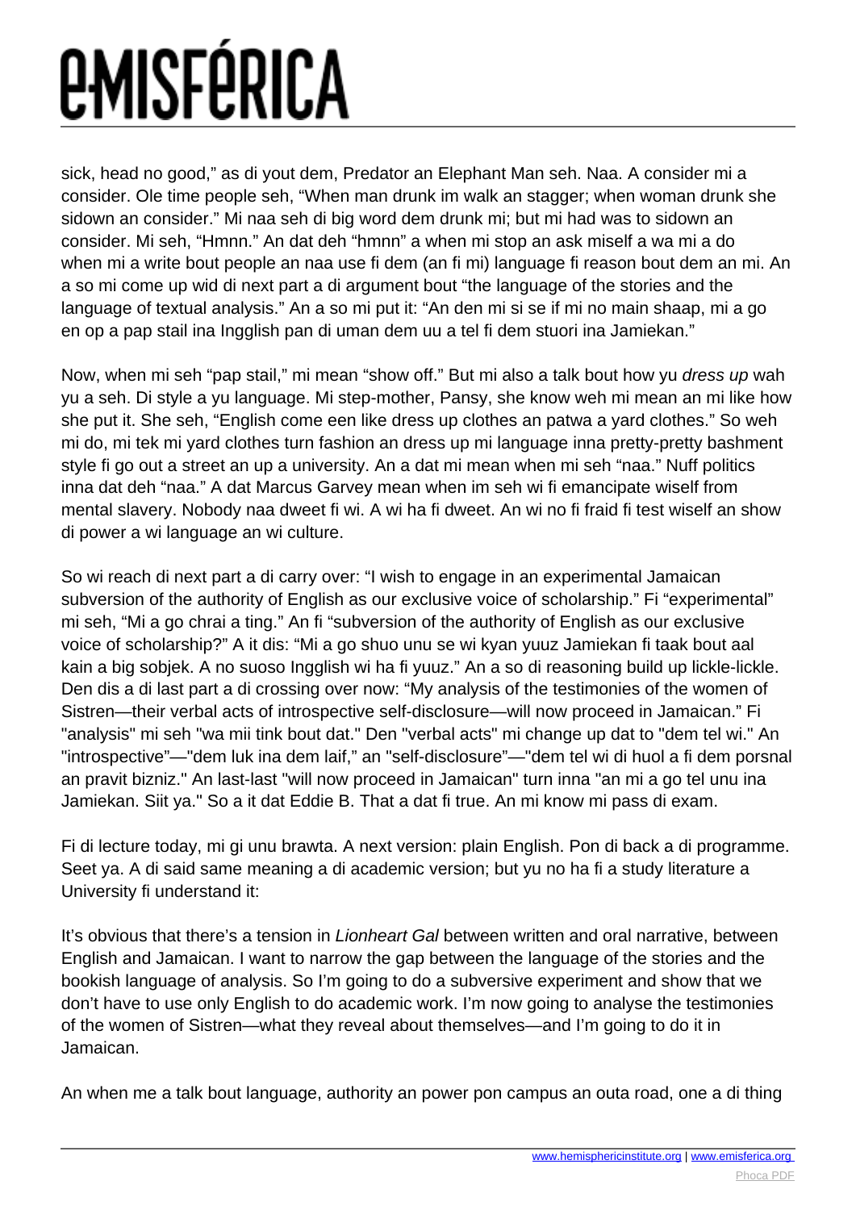sick, head no good," as di yout dem, Predator an Elephant Man seh. Naa. A consider mi a consider. Ole time people seh, "When man drunk im walk an stagger; when woman drunk she sidown an consider." Mi naa seh di big word dem drunk mi; but mi had was to sidown an consider. Mi seh, "Hmnn." An dat deh "hmnn" a when mi stop an ask miself a wa mi a do when mi a write bout people an naa use fi dem (an fi mi) language fi reason bout dem an mi. An a so mi come up wid di next part a di argument bout "the language of the stories and the language of textual analysis." An a so mi put it: "An den mi si se if mi no main shaap, mi a go en op a pap stail ina Ingglish pan di uman dem uu a tel fi dem stuori ina Jamiekan."

Now, when mi seh "pap stail," mi mean "show off." But mi also a talk bout how yu *dress up* wah yu a seh. Di style a yu language. Mi step-mother, Pansy, she know weh mi mean an mi like how she put it. She seh, "English come een like dress up clothes an patwa a yard clothes." So weh mi do, mi tek mi yard clothes turn fashion an dress up mi language inna pretty-pretty bashment style fi go out a street an up a university. An a dat mi mean when mi seh "naa." Nuff politics inna dat deh "naa." A dat Marcus Garvey mean when im seh wi fi emancipate wiself from mental slavery. Nobody naa dweet fi wi. A wi ha fi dweet. An wi no fi fraid fi test wiself an show di power a wi language an wi culture.

So wi reach di next part a di carry over: "I wish to engage in an experimental Jamaican subversion of the authority of English as our exclusive voice of scholarship." Fi "experimental" mi seh, "Mi a go chrai a ting." An fi "subversion of the authority of English as our exclusive voice of scholarship?" A it dis: "Mi a go shuo unu se wi kyan yuuz Jamiekan fi taak bout aal kain a big sobjek. A no suoso Ingglish wi ha fi yuuz." An a so di reasoning build up lickle-lickle. Den dis a di last part a di crossing over now: "My analysis of the testimonies of the women of Sistren—their verbal acts of introspective self-disclosure—will now proceed in Jamaican." Fi "analysis" mi seh "wa mii tink bout dat." Den "verbal acts" mi change up dat to "dem tel wi." An "introspective"—"dem luk ina dem laif," an "self-disclosure"—"dem tel wi di huol a fi dem porsnal an pravit bizniz." An last-last "will now proceed in Jamaican" turn inna "an mi a go tel unu ina Jamiekan. Siit ya." So a it dat Eddie B. That a dat fi true. An mi know mi pass di exam.

Fi di lecture today, mi gi unu brawta. A next version: plain English. Pon di back a di programme. Seet ya. A di said same meaning a di academic version; but yu no ha fi a study literature a University fi understand it:

It's obvious that there's a tension in *Lionheart Gal* between written and oral narrative, between English and Jamaican. I want to narrow the gap between the language of the stories and the bookish language of analysis. So I'm going to do a subversive experiment and show that we don't have to use only English to do academic work. I'm now going to analyse the testimonies of the women of Sistren—what they reveal about themselves—and I'm going to do it in Jamaican.

An when me a talk bout language, authority an power pon campus an outa road, one a di thing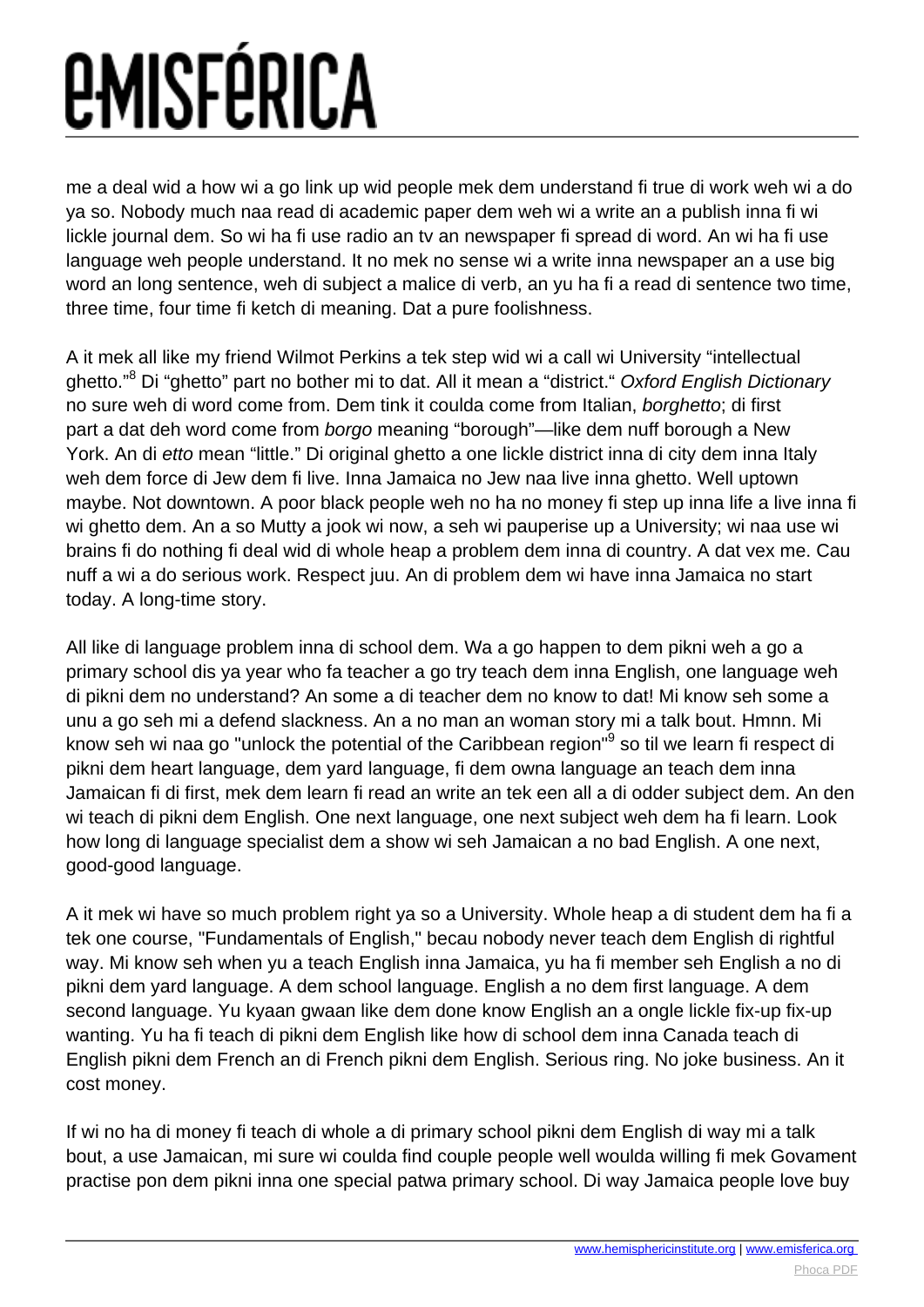me a deal wid a how wi a go link up wid people mek dem understand fi true di work weh wi a do ya so. Nobody much naa read di academic paper dem weh wi a write an a publish inna fi wi lickle journal dem. So wi ha fi use radio an tv an newspaper fi spread di word. An wi ha fi use language weh people understand. It no mek no sense wi a write inna newspaper an a use big word an long sentence, weh di subject a malice di verb, an yu ha fi a read di sentence two time, three time, four time fi ketch di meaning. Dat a pure foolishness.

A it mek all like my friend Wilmot Perkins a tek step wid wi a call wi University "intellectual ghetto."[8] Di "ghetto" part no bother mi to dat. All it mean a "district." *Oxford English Dictionary* no sure weh di word come from. Dem tink it coulda come from Italian, *borghetto*; di first part a dat deh word come from *borgo* meaning "borough"—like dem nuff borough a New York. An di *etto* mean "little." Di original ghetto a one lickle district inna di city dem inna Italy weh dem force di Jew dem fi live. Inna Jamaica no Jew naa live inna ghetto. Well uptown maybe. Not downtown. A poor black people weh no ha no money fi step up inna life a live inna fi wi ghetto dem. An a so Mutty a jook wi now, a seh wi pauperise up a University; wi naa use wi brains fi do nothing fi deal wid di whole heap a problem dem inna di country. A dat vex me. Cau nuff a wi a do serious work. Respect juu. An di problem dem wi have inna Jamaica no start today. A long-time story.

All like di language problem inna di school dem. Wa a go happen to dem pikni weh a go a primary school dis ya year who fa teacher a go try teach dem inna English, one language weh di pikni dem no understand? An some a di teacher dem no know to dat! Mi know seh some a unu a go seh mi a defend slackness. An a no man an woman story mi a talk bout. Hmnn. Mi know seh wi naa go "unlock the potential of the Caribbean region"[9] so til we learn fi respect di pikni dem heart language, dem yard language, fi dem owna language an teach dem inna Jamaican fi di first, mek dem learn fi read an write an tek een all a di odder subject dem. An den wi teach di pikni dem English. One next language, one next subject weh dem ha fi learn. Look how long di language specialist dem a show wi seh Jamaican a no bad English. A one next, good-good language.

A it mek wi have so much problem right ya so a University. Whole heap a di student dem ha fi a tek one course, "Fundamentals of English," becau nobody never teach dem English di rightful way. Mi know seh when yu a teach English inna Jamaica, yu ha fi member seh English a no di pikni dem yard language. A dem school language. English a no dem first language. A dem second language. Yu kyaan gwaan like dem done know English an a ongle lickle fix-up fix-up wanting. Yu ha fi teach di pikni dem English like how di school dem inna Canada teach di English pikni dem French an di French pikni dem English. Serious ring. No joke business. An it cost money.

If wi no ha di money fi teach di whole a di primary school pikni dem English di way mi a talk bout, a use Jamaican, mi sure wi coulda find couple people well woulda willing fi mek Govament practise pon dem pikni inna one special patwa primary school. Di way Jamaica people love buy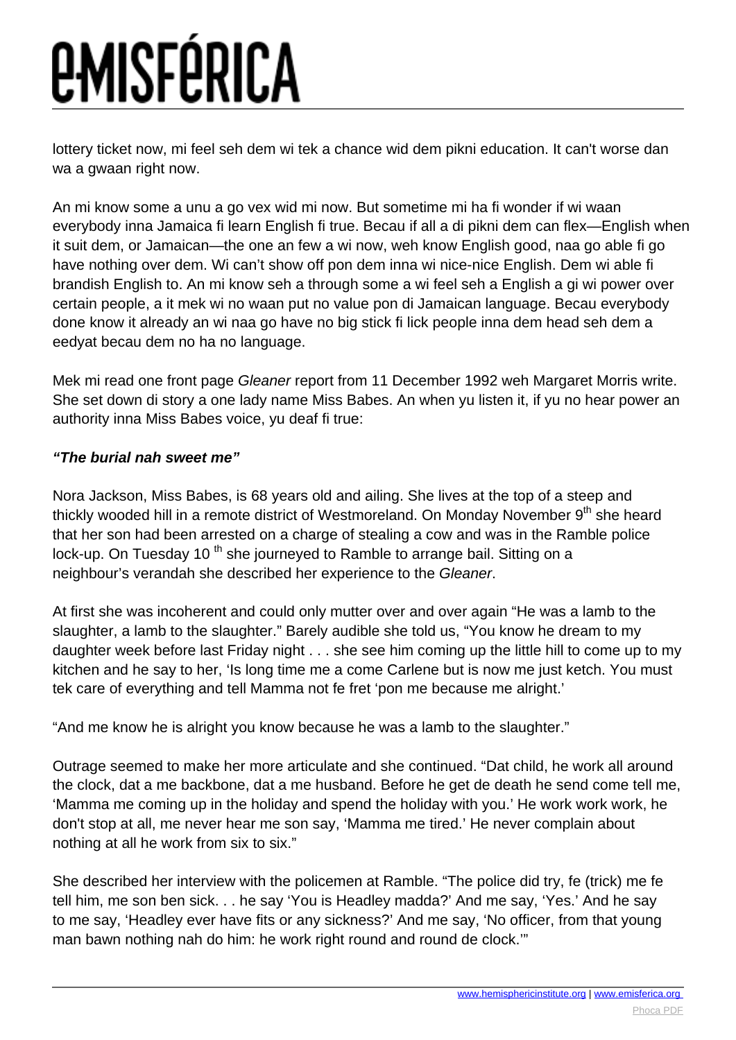lottery ticket now, mi feel seh dem wi tek a chance wid dem pikni education. It can't worse dan wa a gwaan right now.

An mi know some a unu a go vex wid mi now. But sometime mi ha fi wonder if wi waan everybody inna Jamaica fi learn English fi true. Becau if all a di pikni dem can flex—English when it suit dem, or Jamaican—the one an few a wi now, weh know English good, naa go able fi go have nothing over dem. Wi can't show off pon dem inna wi nice-nice English. Dem wi able fi brandish English to. An mi know seh a through some a wi feel seh a English a gi wi power over certain people, a it mek wi no waan put no value pon di Jamaican language. Becau everybody done know it already an wi naa go have no big stick fi lick people inna dem head seh dem a eedyat becau dem no ha no language.

Mek mi read one front page *Gleaner* report from 11 December 1992 weh Margaret Morris write. She set down di story a one lady name Miss Babes. An when yu listen it, if yu no hear power an authority inna Miss Babes voice, yu deaf fi true:

***"The burial nah sweet me"***

Nora Jackson, Miss Babes, is 68 years old and ailing. She lives at the top of a steep and thickly wooded hill in a remote district of Westmoreland. On Monday November 9th she heard that her son had been arrested on a charge of stealing a cow and was in the Ramble police lock-up. On Tuesday 10th she journeyed to Ramble to arrange bail. Sitting on a neighbour's verandah she described her experience to the *Gleaner*.

At first she was incoherent and could only mutter over and over again "He was a lamb to the slaughter, a lamb to the slaughter." Barely audible she told us, "You know he dream to my daughter week before last Friday night . . . she see him coming up the little hill to come up to my kitchen and he say to her, 'Is long time me a come Carlene but is now me just ketch. You must tek care of everything and tell Mamma not fe fret 'pon me because me alright.'

"And me know he is alright you know because he was a lamb to the slaughter."

Outrage seemed to make her more articulate and she continued. "Dat child, he work all around the clock, dat a me backbone, dat a me husband. Before he get de death he send come tell me, 'Mamma me coming up in the holiday and spend the holiday with you.' He work work work, he don't stop at all, me never hear me son say, 'Mamma me tired.' He never complain about nothing at all he work from six to six."

She described her interview with the policemen at Ramble. "The police did try, fe (trick) me fe tell him, me son ben sick. . . he say 'You is Headley madda?' And me say, 'Yes.' And he say to me say, 'Headley ever have fits or any sickness?' And me say, 'No officer, from that young man bawn nothing nah do him: he work right round and round de clock.'"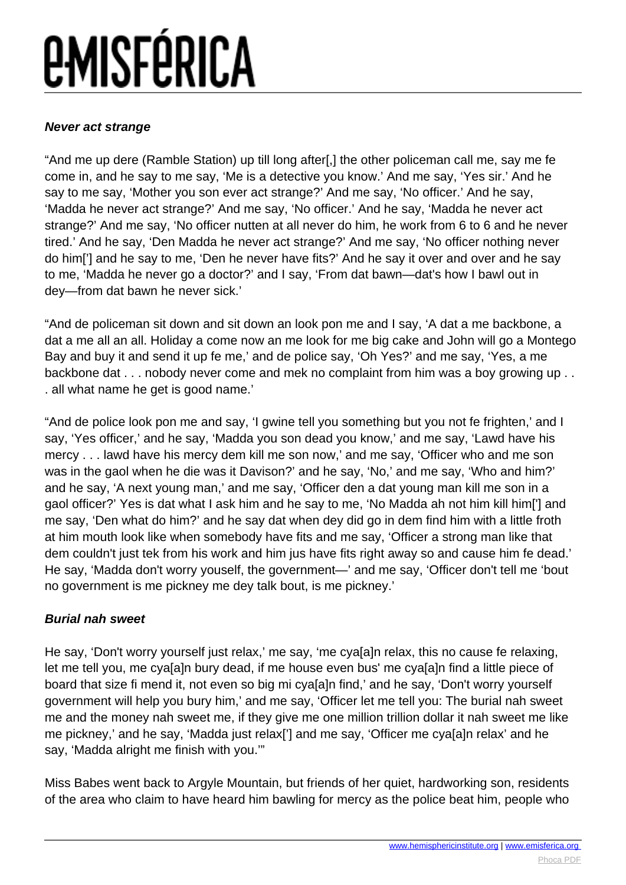**Never act strange**

"And me up dere (Ramble Station) up till long after[,] the other policeman call me, say me fe come in, and he say to me say, 'Me is a detective you know.' And me say, 'Yes sir.' And he say to me say, 'Mother you son ever act strange?' And me say, 'No officer.' And he say, 'Madda he never act strange?' And me say, 'No officer.' And he say, 'Madda he never act strange?' And me say, 'No officer nutten at all never do him, he work from 6 to 6 and he never tired.' And he say, 'Den Madda he never act strange?' And me say, 'No officer nothing never do him['] and he say to me, 'Den he never have fits?' And he say it over and over and he say to me, 'Madda he never go a doctor?' and I say, 'From dat bawn—dat's how I bawl out in dey—from dat bawn he never sick.'

"And de policeman sit down and sit down an look pon me and I say, 'A dat a me backbone, a dat a me all an all. Holiday a come now an me look for me big cake and John will go a Montego Bay and buy it and send it up fe me,' and de police say, 'Oh Yes?' and me say, 'Yes, a me backbone dat . . . nobody never come and mek no complaint from him was a boy growing up . . . all what name he get is good name.'

"And de police look pon me and say, 'I gwine tell you something but you not fe frighten,' and I say, 'Yes officer,' and he say, 'Madda you son dead you know,' and me say, 'Lawd have his mercy . . . lawd have his mercy dem kill me son now,' and me say, 'Officer who and me son was in the gaol when he die was it Davison?' and he say, 'No,' and me say, 'Who and him?' and he say, 'A next young man,' and me say, 'Officer den a dat young man kill me son in a gaol officer?' Yes is dat what I ask him and he say to me, 'No Madda ah not him kill him['] and me say, 'Den what do him?' and he say dat when dey did go in dem find him with a little froth at him mouth look like when somebody have fits and me say, 'Officer a strong man like that dem couldn't just tek from his work and him jus have fits right away so and cause him fe dead.' He say, 'Madda don't worry youself, the government—' and me say, 'Officer don't tell me 'bout no government is me pickney me dey talk bout, is me pickney.'

**Burial nah sweet**

He say, 'Don't worry yourself just relax,' me say, 'me cya[a]n relax, this no cause fe relaxing, let me tell you, me cya[a]n bury dead, if me house even bus' me cya[a]n find a little piece of board that size fi mend it, not even so big mi cya[a]n find,' and he say, 'Don't worry yourself government will help you bury him,' and me say, 'Officer let me tell you: The burial nah sweet me and the money nah sweet me, if they give me one million trillion dollar it nah sweet me like me pickney,' and he say, 'Madda just relax['] and me say, 'Officer me cya[a]n relax' and he say, 'Madda alright me finish with you.'"

Miss Babes went back to Argyle Mountain, but friends of her quiet, hardworking son, residents of the area who claim to have heard him bawling for mercy as the police beat him, people who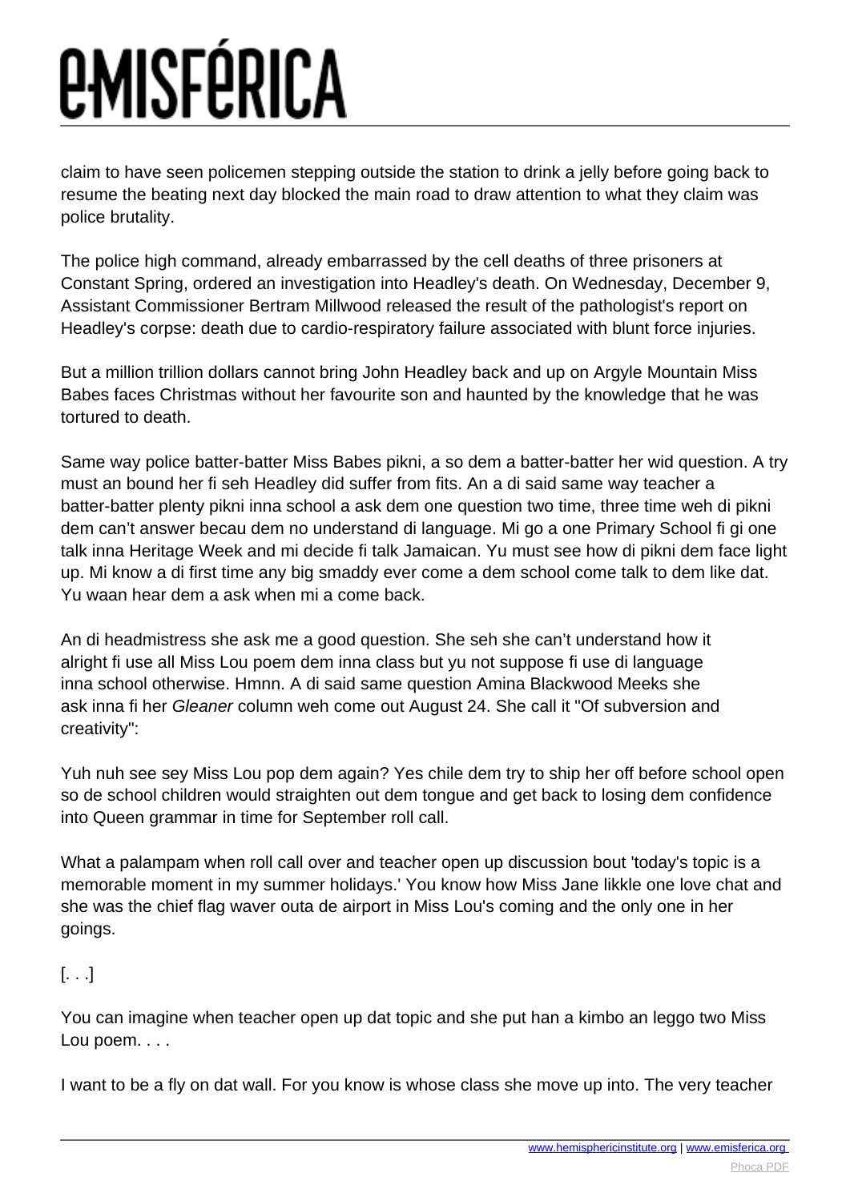claim to have seen policemen stepping outside the station to drink a jelly before going back to resume the beating next day blocked the main road to draw attention to what they claim was police brutality.

The police high command, already embarrassed by the cell deaths of three prisoners at Constant Spring, ordered an investigation into Headley's death. On Wednesday, December 9, Assistant Commissioner Bertram Millwood released the result of the pathologist's report on Headley's corpse: death due to cardio-respiratory failure associated with blunt force injuries.

But a million trillion dollars cannot bring John Headley back and up on Argyle Mountain Miss Babes faces Christmas without her favourite son and haunted by the knowledge that he was tortured to death.

Same way police batter-batter Miss Babes pikni, a so dem a batter-batter her wid question. A try must an bound her fi seh Headley did suffer from fits. An a di said same way teacher a batter-batter plenty pikni inna school a ask dem one question two time, three time weh di pikni dem can't answer becau dem no understand di language. Mi go a one Primary School fi gi one talk inna Heritage Week and mi decide fi talk Jamaican. Yu must see how di pikni dem face light up. Mi know a di first time any big smaddy ever come a dem school come talk to dem like dat. Yu waan hear dem a ask when mi a come back.

An di headmistress she ask me a good question. She seh she can't understand how it alright fi use all Miss Lou poem dem inna class but yu not suppose fi use di language inna school otherwise. Hmnn. A di said same question Amina Blackwood Meeks she ask inna fi her *Gleaner* column weh come out August 24. She call it "Of subversion and creativity":

Yuh nuh see sey Miss Lou pop dem again? Yes chile dem try to ship her off before school open so de school children would straighten out dem tongue and get back to losing dem confidence into Queen grammar in time for September roll call.

What a palampam when roll call over and teacher open up discussion bout 'today's topic is a memorable moment in my summer holidays.' You know how Miss Jane likkle one love chat and she was the chief flag waver outa de airport in Miss Lou's coming and the only one in her goings.

[. . .]

You can imagine when teacher open up dat topic and she put han a kimbo an leggo two Miss Lou poem. . . .

I want to be a fly on dat wall. For you know is whose class she move up into. The very teacher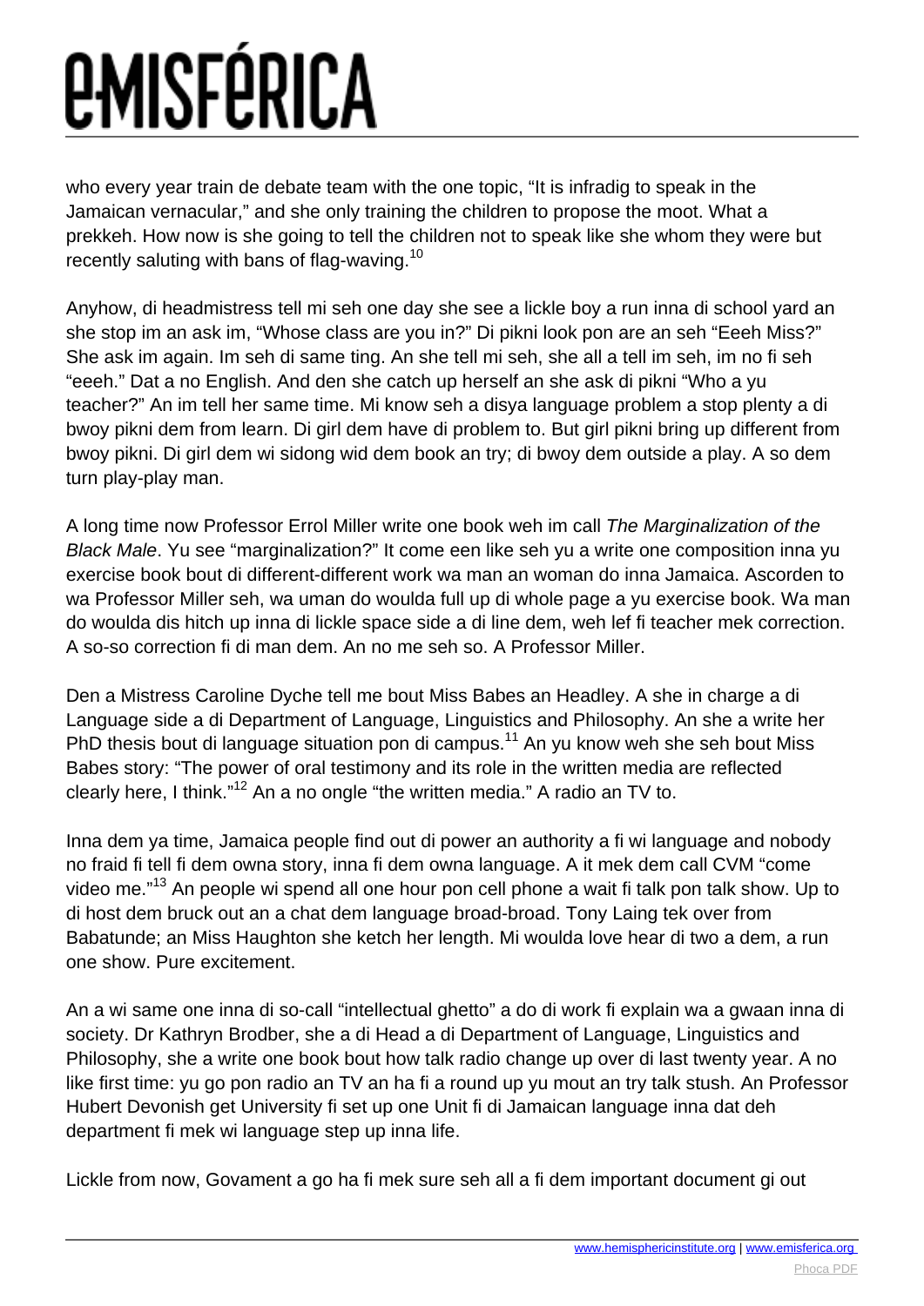who every year train de debate team with the one topic, "It is infradig to speak in the Jamaican vernacular," and she only training the children to propose the moot. What a prekkeh. How now is she going to tell the children not to speak like she whom they were but recently saluting with bans of flag-waving.[10]

Anyhow, di headmistress tell mi seh one day she see a lickle boy a run inna di school yard an she stop im an ask im, "Whose class are you in?" Di pikni look pon are an seh "Eeeh Miss?" She ask im again. Im seh di same ting. An she tell mi seh, she all a tell im seh, im no fi seh "eeeh." Dat a no English. And den she catch up herself an she ask di pikni "Who a yu teacher?" An im tell her same time. Mi know seh a disya language problem a stop plenty a di bwoy pikni dem from learn. Di girl dem have di problem to. But girl pikni bring up different from bwoy pikni. Di girl dem wi sidong wid dem book an try; di bwoy dem outside a play. A so dem turn play-play man.

A long time now Professor Errol Miller write one book weh im call *The Marginalization of the Black Male*. Yu see "marginalization?" It come een like seh yu a write one composition inna yu exercise book bout di different-different work wa man an woman do inna Jamaica. Ascorden to wa Professor Miller seh, wa uman do woulda full up di whole page a yu exercise book. Wa man do woulda dis hitch up inna di lickle space side a di line dem, weh lef fi teacher mek correction. A so-so correction fi di man dem. An no me seh so. A Professor Miller.

Den a Mistress Caroline Dyche tell me bout Miss Babes an Headley. A she in charge a di Language side a di Department of Language, Linguistics and Philosophy. An she a write her PhD thesis bout di language situation pon di campus.[11] An yu know weh she seh bout Miss Babes story: "The power of oral testimony and its role in the written media are reflected clearly here, I think."[12] An a no ongle "the written media." A radio an TV to.

Inna dem ya time, Jamaica people find out di power an authority a fi wi language and nobody no fraid fi tell fi dem owna story, inna fi dem owna language. A it mek dem call CVM "come video me."[13] An people wi spend all one hour pon cell phone a wait fi talk pon talk show. Up to di host dem bruck out an a chat dem language broad-broad. Tony Laing tek over from Babatunde; an Miss Haughton she ketch her length. Mi woulda love hear di two a dem, a run one show. Pure excitement.

An a wi same one inna di so-call "intellectual ghetto" a do di work fi explain wa a gwaan inna di society. Dr Kathryn Brodber, she a di Head a di Department of Language, Linguistics and Philosophy, she a write one book bout how talk radio change up over di last twenty year. A no like first time: yu go pon radio an TV an ha fi a round up yu mout an try talk stush. An Professor Hubert Devonish get University fi set up one Unit fi di Jamaican language inna dat deh department fi mek wi language step up inna life.

Lickle from now, Govament a go ha fi mek sure seh all a fi dem important document gi out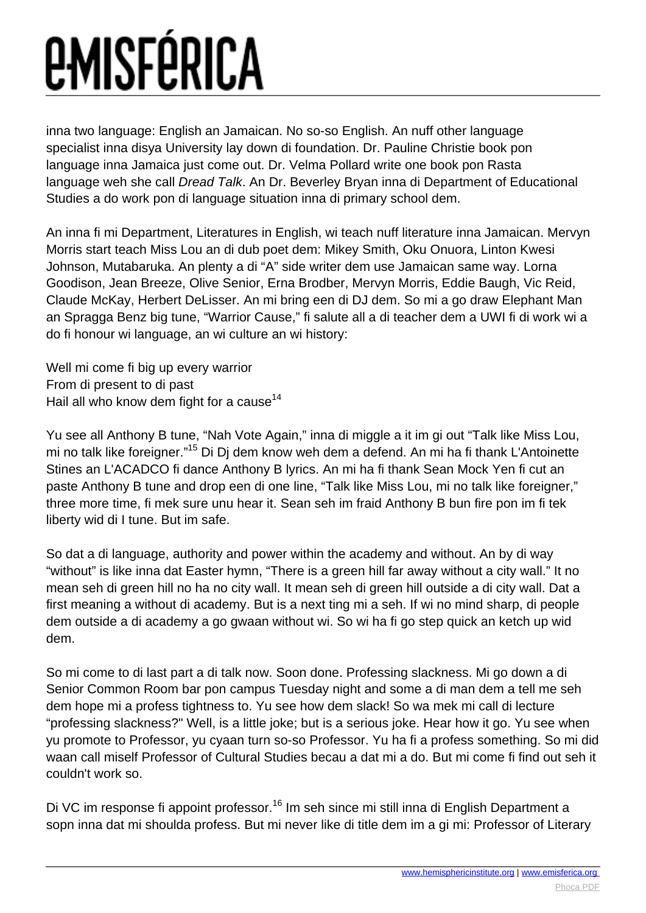inna two language: English an Jamaican. No so-so English. An nuff other language specialist inna disya University lay down di foundation. Dr. Pauline Christie book pon language inna Jamaica just come out. Dr. Velma Pollard write one book pon Rasta language weh she call *Dread Talk*. An Dr. Beverley Bryan inna di Department of Educational Studies a do work pon di language situation inna di primary school dem.

An inna fi mi Department, Literatures in English, wi teach nuff literature inna Jamaican. Mervyn Morris start teach Miss Lou an di dub poet dem: Mikey Smith, Oku Onuora, Linton Kwesi Johnson, Mutabaruka. An plenty a di "A" side writer dem use Jamaican same way. Lorna Goodison, Jean Breeze, Olive Senior, Erna Brodber, Mervyn Morris, Eddie Baugh, Vic Reid, Claude McKay, Herbert DeLisser. An mi bring een di DJ dem. So mi a go draw Elephant Man an Spragga Benz big tune, "Warrior Cause," fi salute all a di teacher dem a UWI fi di work wi a do fi honour wi language, an wi culture an wi history:

Well mi come fi big up every warrior  
From di present to di past  
Hail all who know dem fight for a cause[14]

Yu see all Anthony B tune, "Nah Vote Again," inna di miggle a it im gi out "Talk like Miss Lou, mi no talk like foreigner."[15] Di Dj dem know weh dem a defend. An mi ha fi thank L'Antoinette Stines an L'ACADCO fi dance Anthony B lyrics. An mi ha fi thank Sean Mock Yen fi cut an paste Anthony B tune and drop een di one line, "Talk like Miss Lou, mi no talk like foreigner," three more time, fi mek sure unu hear it. Sean seh im fraid Anthony B bun fire pon im fi tek liberty wid di I tune. But im safe.

So dat a di language, authority and power within the academy and without. An by di way "without" is like inna dat Easter hymn, "There is a green hill far away without a city wall." It no mean seh di green hill no ha no city wall. It mean seh di green hill outside a di city wall. Dat a first meaning a without di academy. But is a next ting mi a seh. If wi no mind sharp, di people dem outside a di academy a go gwaan without wi. So wi ha fi go step quick an ketch up wid dem.

So mi come to di last part a di talk now. Soon done. Professing slackness. Mi go down a di Senior Common Room bar pon campus Tuesday night and some a di man dem a tell me seh dem hope mi a profess tightness to. Yu see how dem slack! So wa mek mi call di lecture "professing slackness?" Well, is a little joke; but is a serious joke. Hear how it go. Yu see when yu promote to Professor, yu cyaan turn so-so Professor. Yu ha fi a profess something. So mi did waan call miself Professor of Cultural Studies becau a dat mi a do. But mi come fi find out seh it couldn't work so.

Di VC im response fi appoint professor.[16] Im seh since mi still inna di English Department a sopn inna dat mi shoulda profess. But mi never like di title dem im a gi mi: Professor of Literary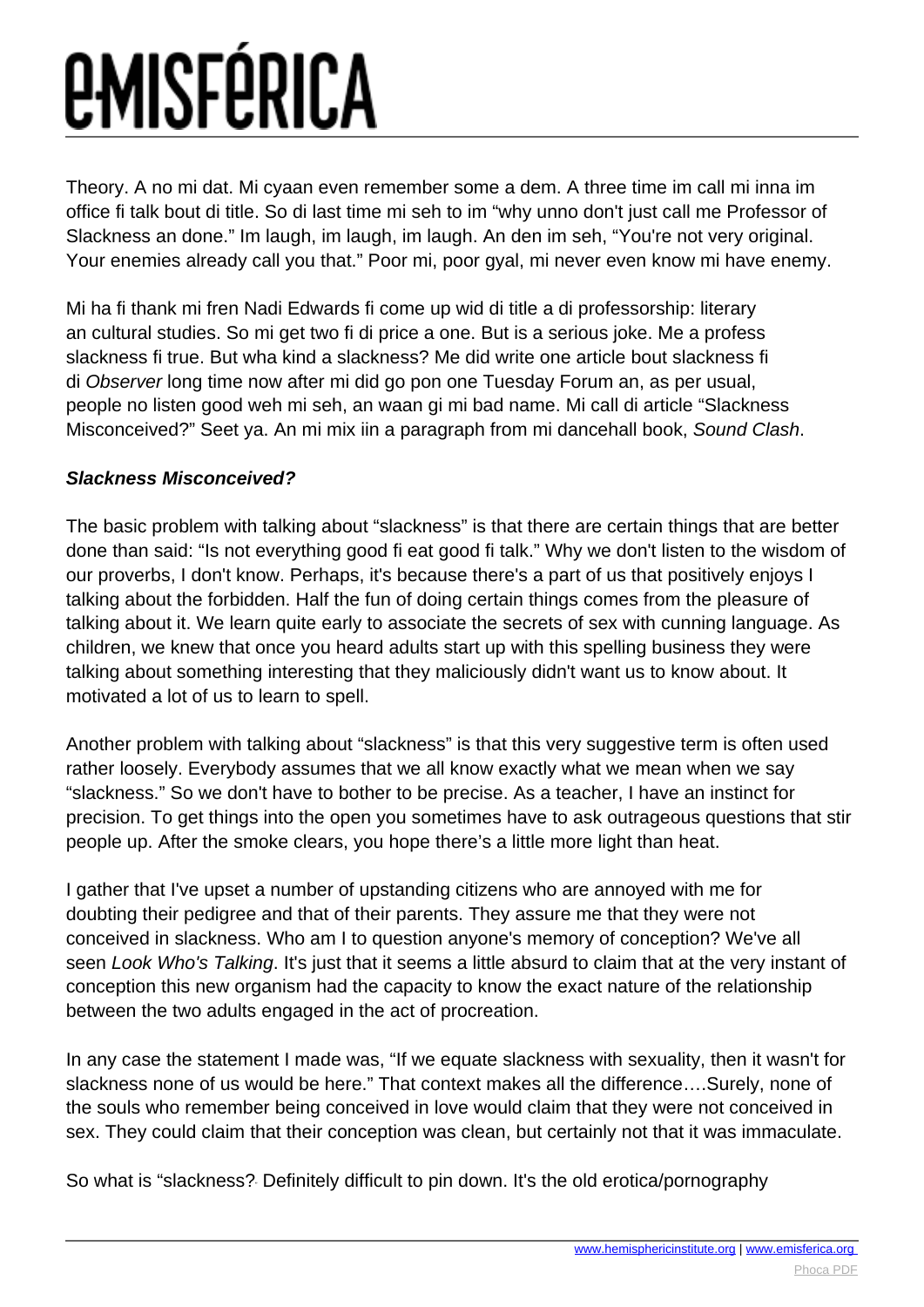Theory. A no mi dat. Mi cyaan even remember some a dem. A three time im call mi inna im office fi talk bout di title. So di last time mi seh to im “why unno don't just call me Professor of Slackness an done.” Im laugh, im laugh, im laugh. An den im seh, “You're not very original. Your enemies already call you that.” Poor mi, poor gyal, mi never even know mi have enemy.

Mi ha fi thank mi fren Nadi Edwards fi come up wid di title a di professorship: literary an cultural studies. So mi get two fi di price a one. But is a serious joke. Me a profess slackness fi true. But wha kind a slackness? Me did write one article bout slackness fi di *Observer* long time now after mi did go pon one Tuesday Forum an, as per usual, people no listen good weh mi seh, an waan gi mi bad name. Mi call di article “Slackness Misconceived?” Seet ya. An mi mix iin a paragraph from mi dancehall book, *Sound Clash*.

**Slackness Misconceived?**

The basic problem with talking about “slackness” is that there are certain things that are better done than said: “Is not everything good fi eat good fi talk.” Why we don't listen to the wisdom of our proverbs, I don't know. Perhaps, it's because there's a part of us that positively enjoys I talking about the forbidden. Half the fun of doing certain things comes from the pleasure of talking about it. We learn quite early to associate the secrets of sex with cunning language. As children, we knew that once you heard adults start up with this spelling business they were talking about something interesting that they maliciously didn't want us to know about. It motivated a lot of us to learn to spell.

Another problem with talking about “slackness” is that this very suggestive term is often used rather loosely. Everybody assumes that we all know exactly what we mean when we say “slackness.” So we don't have to bother to be precise. As a teacher, I have an instinct for precision. To get things into the open you sometimes have to ask outrageous questions that stir people up. After the smoke clears, you hope there’s a little more light than heat.

I gather that I've upset a number of upstanding citizens who are annoyed with me for doubting their pedigree and that of their parents. They assure me that they were not conceived in slackness. Who am I to question anyone's memory of conception? We've all seen *Look Who's Talking*. It's just that it seems a little absurd to claim that at the very instant of conception this new organism had the capacity to know the exact nature of the relationship between the two adults engaged in the act of procreation.

In any case the statement I made was, “If we equate slackness with sexuality, then it wasn't for slackness none of us would be here.” That context makes all the difference….Surely, none of the souls who remember being conceived in love would claim that they were not conceived in sex. They could claim that their conception was clean, but certainly not that it was immaculate.

So what is “slackness? Definitely difficult to pin down. It's the old erotica/pornography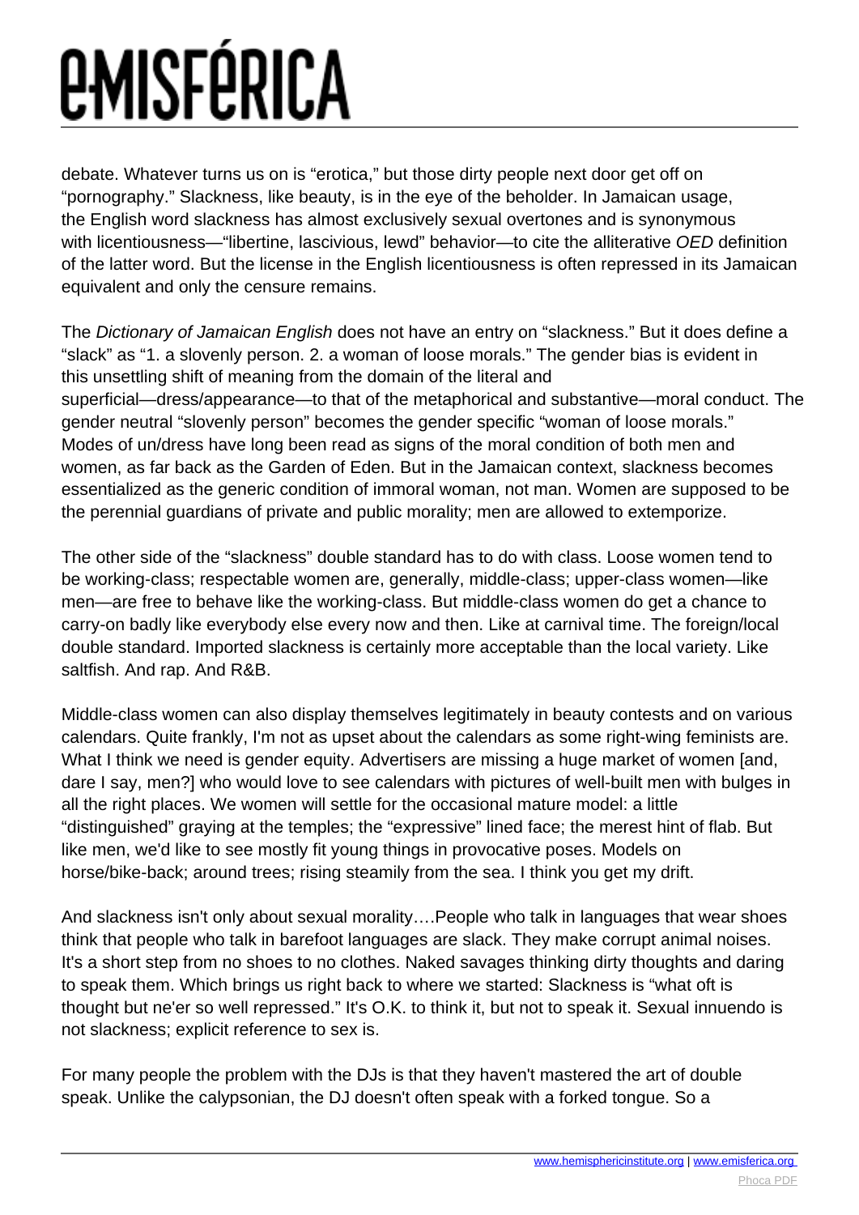debate. Whatever turns us on is "erotica," but those dirty people next door get off on "pornography." Slackness, like beauty, is in the eye of the beholder. In Jamaican usage, the English word slackness has almost exclusively sexual overtones and is synonymous with licentiousness—"libertine, lascivious, lewd" behavior—to cite the alliterative *OED* definition of the latter word. But the license in the English licentiousness is often repressed in its Jamaican equivalent and only the censure remains.

The *Dictionary of Jamaican English* does not have an entry on "slackness." But it does define a "slack" as "1. a slovenly person. 2. a woman of loose morals." The gender bias is evident in this unsettling shift of meaning from the domain of the literal and superficial—dress/appearance—to that of the metaphorical and substantive—moral conduct. The gender neutral "slovenly person" becomes the gender specific "woman of loose morals." Modes of un/dress have long been read as signs of the moral condition of both men and women, as far back as the Garden of Eden. But in the Jamaican context, slackness becomes essentialized as the generic condition of immoral woman, not man. Women are supposed to be the perennial guardians of private and public morality; men are allowed to extemporize.

The other side of the "slackness" double standard has to do with class. Loose women tend to be working-class; respectable women are, generally, middle-class; upper-class women—like men—are free to behave like the working-class. But middle-class women do get a chance to carry-on badly like everybody else every now and then. Like at carnival time. The foreign/local double standard. Imported slackness is certainly more acceptable than the local variety. Like saltfish. And rap. And R&B.

Middle-class women can also display themselves legitimately in beauty contests and on various calendars. Quite frankly, I'm not as upset about the calendars as some right-wing feminists are. What I think we need is gender equity. Advertisers are missing a huge market of women [and, dare I say, men?] who would love to see calendars with pictures of well-built men with bulges in all the right places. We women will settle for the occasional mature model: a little "distinguished" graying at the temples; the "expressive" lined face; the merest hint of flab. But like men, we'd like to see mostly fit young things in provocative poses. Models on horse/bike-back; around trees; rising steamily from the sea. I think you get my drift.

And slackness isn't only about sexual morality….People who talk in languages that wear shoes think that people who talk in barefoot languages are slack. They make corrupt animal noises. It's a short step from no shoes to no clothes. Naked savages thinking dirty thoughts and daring to speak them. Which brings us right back to where we started: Slackness is "what oft is thought but ne'er so well repressed." It's O.K. to think it, but not to speak it. Sexual innuendo is not slackness; explicit reference to sex is.

For many people the problem with the DJs is that they haven't mastered the art of double speak. Unlike the calypsonian, the DJ doesn't often speak with a forked tongue. So a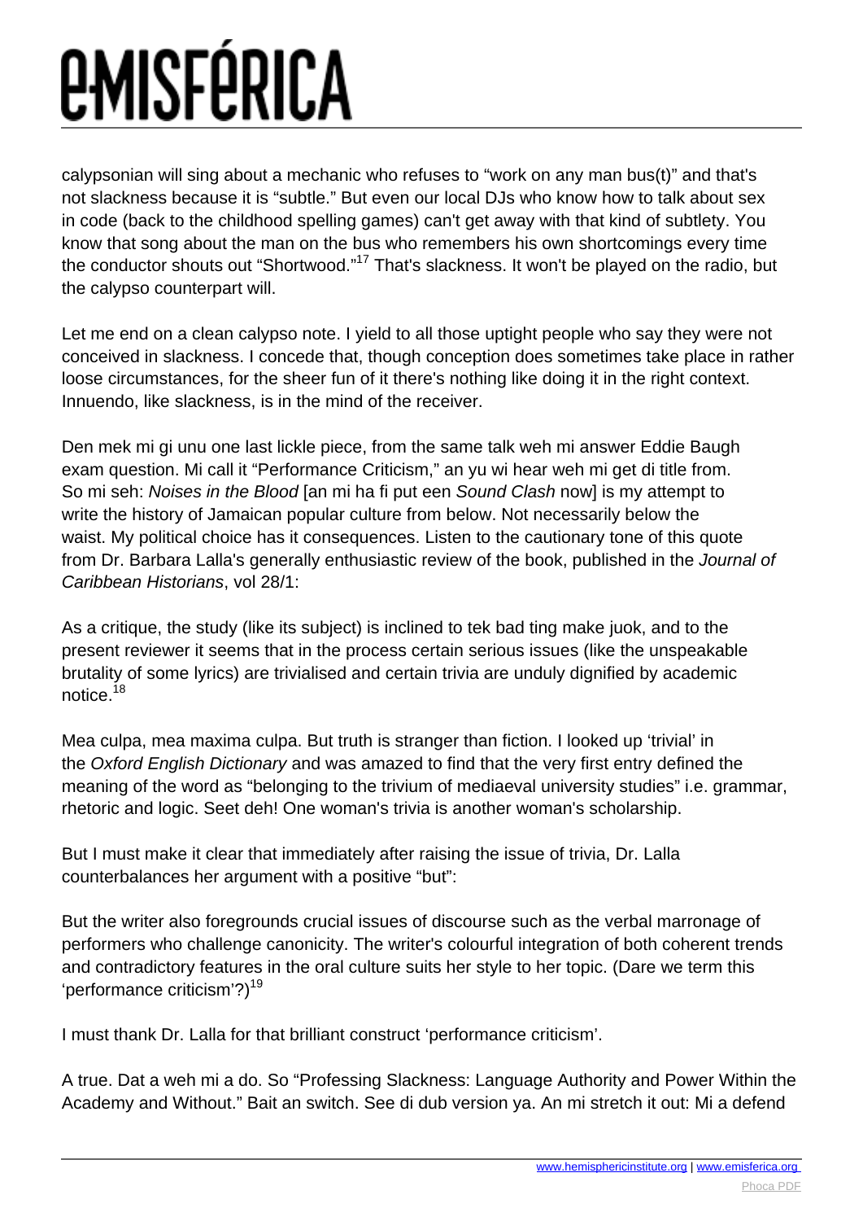calypsonian will sing about a mechanic who refuses to "work on any man bus(t)" and that's not slackness because it is "subtle." But even our local DJs who know how to talk about sex in code (back to the childhood spelling games) can't get away with that kind of subtlety. You know that song about the man on the bus who remembers his own shortcomings every time the conductor shouts out "Shortwood."[17] That's slackness. It won't be played on the radio, but the calypso counterpart will.

Let me end on a clean calypso note. I yield to all those uptight people who say they were not conceived in slackness. I concede that, though conception does sometimes take place in rather loose circumstances, for the sheer fun of it there's nothing like doing it in the right context. Innuendo, like slackness, is in the mind of the receiver.

Den mek mi gi unu one last lickle piece, from the same talk weh mi answer Eddie Baugh exam question. Mi call it "Performance Criticism," an yu wi hear weh mi get di title from. So mi seh: *Noises in the Blood* [an mi ha fi put een *Sound Clash* now] is my attempt to write the history of Jamaican popular culture from below. Not necessarily below the waist. My political choice has it consequences. Listen to the cautionary tone of this quote from Dr. Barbara Lalla's generally enthusiastic review of the book, published in the *Journal of Caribbean Historians*, vol 28/1:

As a critique, the study (like its subject) is inclined to tek bad ting make juok, and to the present reviewer it seems that in the process certain serious issues (like the unspeakable brutality of some lyrics) are trivialised and certain trivia are unduly dignified by academic notice.[18]

Mea culpa, mea maxima culpa. But truth is stranger than fiction. I looked up 'trivial' in the *Oxford English Dictionary* and was amazed to find that the very first entry defined the meaning of the word as "belonging to the trivium of mediaeval university studies" i.e. grammar, rhetoric and logic. Seet deh! One woman's trivia is another woman's scholarship.

But I must make it clear that immediately after raising the issue of trivia, Dr. Lalla counterbalances her argument with a positive "but":

But the writer also foregrounds crucial issues of discourse such as the verbal marronage of performers who challenge canonicity. The writer's colourful integration of both coherent trends and contradictory features in the oral culture suits her style to her topic. (Dare we term this 'performance criticism'?)[19]

I must thank Dr. Lalla for that brilliant construct 'performance criticism'.

A true. Dat a weh mi a do. So "Professing Slackness: Language Authority and Power Within the Academy and Without." Bait an switch. See di dub version ya. An mi stretch it out: Mi a defend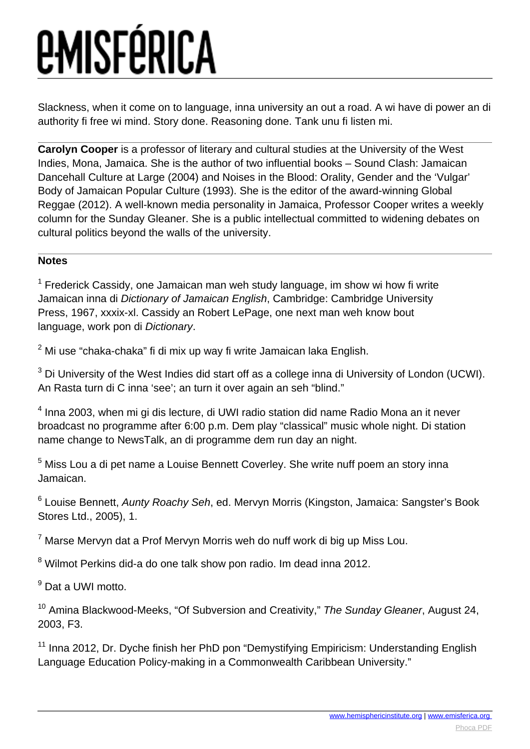Slackness, when it come on to language, inna university an out a road. A wi have di power an di authority fi free wi mind. Story done. Reasoning done. Tank unu fi listen mi.

---

**Carolyn Cooper** is a professor of literary and cultural studies at the University of the West Indies, Mona, Jamaica. She is the author of two influential books – Sound Clash: Jamaican Dancehall Culture at Large (2004) and Noises in the Blood: Orality, Gender and the 'Vulgar' Body of Jamaican Popular Culture (1993). She is the editor of the award-winning Global Reggae (2012). A well-known media personality in Jamaica, Professor Cooper writes a weekly column for the Sunday Gleaner. She is a public intellectual committed to widening debates on cultural politics beyond the walls of the university.

---

**Notes**

[1] Frederick Cassidy, one Jamaican man weh study language, im show wi how fi write Jamaican inna di *Dictionary of Jamaican English*, Cambridge: Cambridge University Press, 1967, xxxix-xl. Cassidy an Robert LePage, one next man weh know bout language, work pon di *Dictionary*.

[2] Mi use "chaka-chaka" fi di mix up way fi write Jamaican laka English.

[3] Di University of the West Indies did start off as a college inna di University of London (UCWI). An Rasta turn di C inna 'see'; an turn it over again an seh "blind."

[4] Inna 2003, when mi gi dis lecture, di UWI radio station did name Radio Mona an it never broadcast no programme after 6:00 p.m. Dem play "classical" music whole night. Di station name change to NewsTalk, an di programme dem run day an night.

[5] Miss Lou a di pet name a Louise Bennett Coverley. She write nuff poem an story inna Jamaican.

[6] Louise Bennett, *Aunty Roachy Seh*, ed. Mervyn Morris (Kingston, Jamaica: Sangster's Book Stores Ltd., 2005), 1.

[7] Marse Mervyn dat a Prof Mervyn Morris weh do nuff work di big up Miss Lou.

[8] Wilmot Perkins did-a do one talk show pon radio. Im dead inna 2012.

[9] Dat a UWI motto.

[10] Amina Blackwood-Meeks, "Of Subversion and Creativity," *The Sunday Gleaner*, August 24, 2003, F3.

[11] Inna 2012, Dr. Dyche finish her PhD pon "Demystifying Empiricism: Understanding English Language Education Policy-making in a Commonwealth Caribbean University."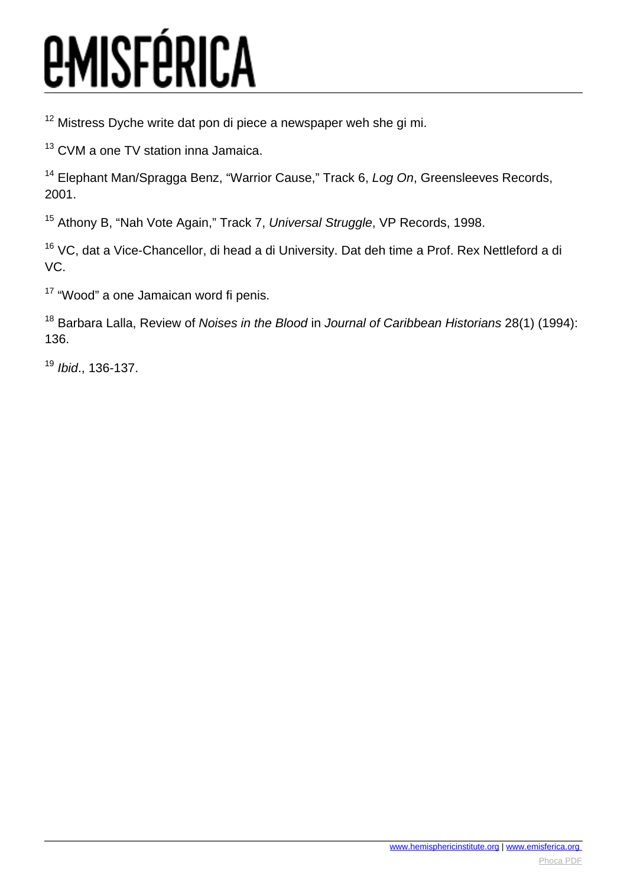[12] Mistress Dyche write dat pon di piece a newspaper weh she gi mi.

[13] CVM a one TV station inna Jamaica.

[14] Elephant Man/Spragga Benz, "Warrior Cause," Track 6, *Log On*, Greensleeves Records, 2001.

[15] Athony B, "Nah Vote Again," Track 7, *Universal Struggle*, VP Records, 1998.

[16] VC, dat a Vice-Chancellor, di head a di University. Dat deh time a Prof. Rex Nettleford a di VC.

[17] "Wood" a one Jamaican word fi penis.

[18] Barbara Lalla, Review of *Noises in the Blood* in *Journal of Caribbean Historians* 28(1) (1994): 136.

[19] *Ibid*., 136-137.